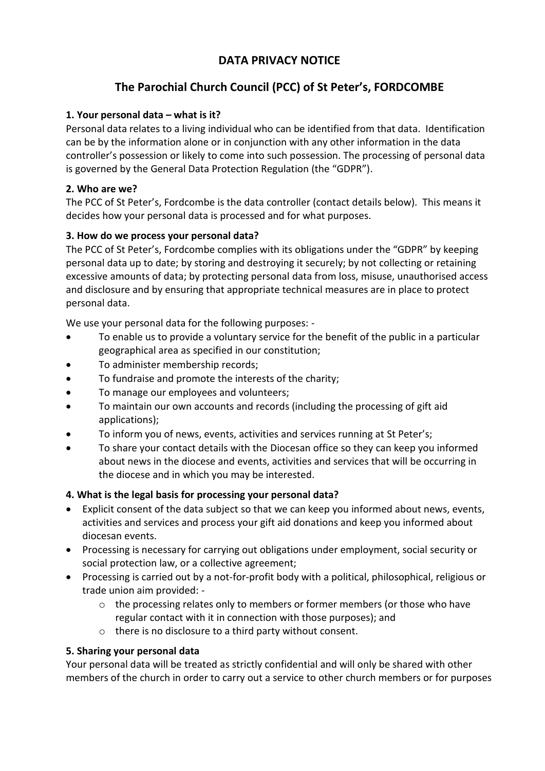# DATA PRIVACY NOTICE

## The Parochial Church Council (PCC) of St Peter's, FORDCOMBE

**1. Your personal data – what is it?**

Personal data relates to a living individual who can be identified from that data. Identification can be by the information alone or in conjunction with any other information in the data controller's possession or likely to come into such possession. The processing of personal data is governed by the General Data Protection Regulation (the "GDPR").

**2. Who are we?**

The PCC of St Peter's, Fordcombe is the data controller (contact details below). This means it decides how your personal data is processed and for what purposes.

**3. How do we process your personal data?**

The PCC of St Peter's, Fordcombe complies with its obligations under the "GDPR" by keeping personal data up to date; by storing and destroying it securely; by not collecting or retaining excessive amounts of data; by protecting personal data from loss, misuse, unauthorised access and disclosure and by ensuring that appropriate technical measures are in place to protect personal data.

We use your personal data for the following purposes: -

- To enable us to provide a voluntary service for the benefit of the public in a particular geographical area as specified in our constitution;
- To administer membership records;
- To fundraise and promote the interests of the charity;
- To manage our employees and volunteers;
- To maintain our own accounts and records (including the processing of gift aid applications);
- To inform you of news, events, activities and services running at St Peter's;
- To share your contact details with the Diocesan office so they can keep you informed about news in the diocese and events, activities and services that will be occurring in the diocese and in which you may be interested.

**4. What is the legal basis for processing your personal data?**

- Explicit consent of the data subject so that we can keep you informed about news, events, activities and services and process your gift aid donations and keep you informed about diocesan events.
- Processing is necessary for carrying out obligations under employment, social security or social protection law, or a collective agreement;
- Processing is carried out by a not-for-profit body with a political, philosophical, religious or trade union aim provided: -
  - the processing relates only to members or former members (or those who have regular contact with it in connection with those purposes); and
  - there is no disclosure to a third party without consent.

**5. Sharing your personal data**

Your personal data will be treated as strictly confidential and will only be shared with other members of the church in order to carry out a service to other church members or for purposes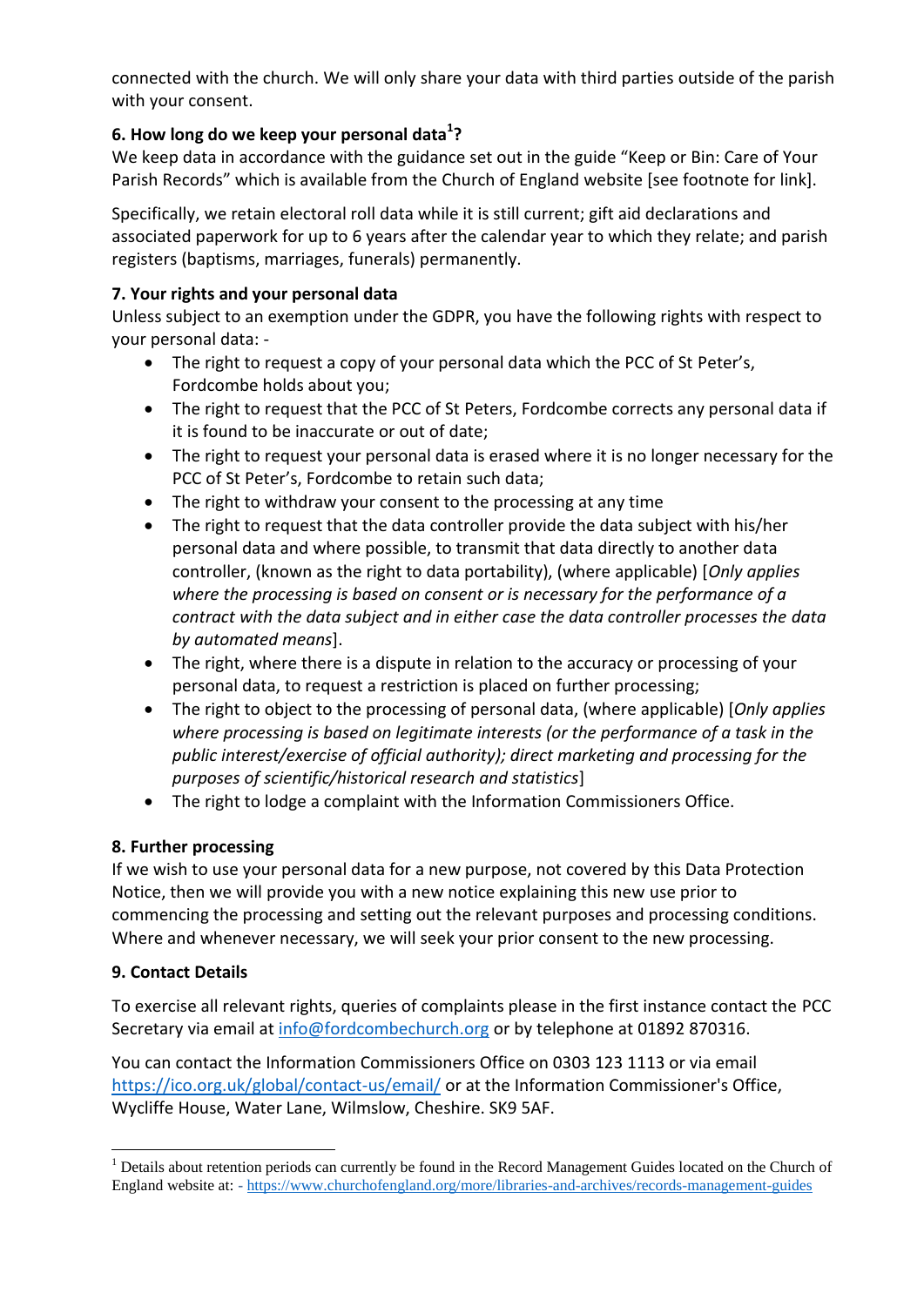connected with the church. We will only share your data with third parties outside of the parish with your consent.

### 6. How long do we keep your personal data[1]?

We keep data in accordance with the guidance set out in the guide "Keep or Bin: Care of Your Parish Records" which is available from the Church of England website [see footnote for link].

Specifically, we retain electoral roll data while it is still current; gift aid declarations and associated paperwork for up to 6 years after the calendar year to which they relate; and parish registers (baptisms, marriages, funerals) permanently.

### 7. Your rights and your personal data

Unless subject to an exemption under the GDPR, you have the following rights with respect to your personal data: -

- The right to request a copy of your personal data which the PCC of St Peter's, Fordcombe holds about you;
- The right to request that the PCC of St Peters, Fordcombe corrects any personal data if it is found to be inaccurate or out of date;
- The right to request your personal data is erased where it is no longer necessary for the PCC of St Peter's, Fordcombe to retain such data;
- The right to withdraw your consent to the processing at any time
- The right to request that the data controller provide the data subject with his/her personal data and where possible, to transmit that data directly to another data controller, (known as the right to data portability), (where applicable) [*Only applies where the processing is based on consent or is necessary for the performance of a contract with the data subject and in either case the data controller processes the data by automated means*].
- The right, where there is a dispute in relation to the accuracy or processing of your personal data, to request a restriction is placed on further processing;
- The right to object to the processing of personal data, (where applicable) [*Only applies where processing is based on legitimate interests (or the performance of a task in the public interest/exercise of official authority); direct marketing and processing for the purposes of scientific/historical research and statistics*]
- The right to lodge a complaint with the Information Commissioners Office.

### 8. Further processing

If we wish to use your personal data for a new purpose, not covered by this Data Protection Notice, then we will provide you with a new notice explaining this new use prior to commencing the processing and setting out the relevant purposes and processing conditions. Where and whenever necessary, we will seek your prior consent to the new processing.

### 9. Contact Details

To exercise all relevant rights, queries of complaints please in the first instance contact the PCC Secretary via email at info@fordcombechurch.org or by telephone at 01892 870316.

You can contact the Information Commissioners Office on 0303 123 1113 or via email https://ico.org.uk/global/contact-us/email/ or at the Information Commissioner's Office, Wycliffe House, Water Lane, Wilmslow, Cheshire. SK9 5AF.

---

[1] Details about retention periods can currently be found in the Record Management Guides located on the Church of England website at: - https://www.churchofengland.org/more/libraries-and-archives/records-management-guides